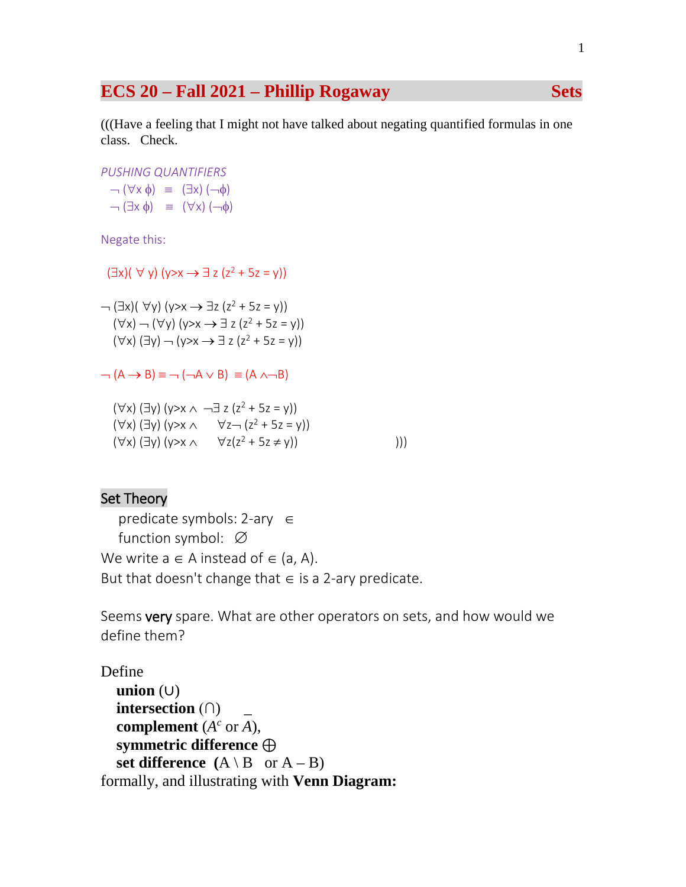## ECS 20 – Fall 2021 – Phillip Rogaway — Sets

(((Have a feeling that I might not have talked about negating quantified formulas in one class. Check.

*PUSHING QUANTIFIERS*

$\neg (\forall x\, \phi) \;\equiv\; (\exists x)(\neg\phi)$

$\neg (\exists x\, \phi) \;\equiv\; (\forall x)(\neg\phi)$

Negate this:

$(\exists x)(\forall y)(y>x \rightarrow \exists z\,(z^2 + 5z = y))$

$\neg (\exists x)(\forall y)(y>x \rightarrow \exists z\,(z^2 + 5z = y))$

$(\forall x)\, \neg (\forall y)(y>x \rightarrow \exists z\,(z^2 + 5z = y))$

$(\forall x)(\exists y)\, \neg (y>x \rightarrow \exists z\,(z^2 + 5z = y))$

$\neg (A \rightarrow B) \equiv \neg(\neg A \vee B) \equiv (A \wedge \neg B)$

$(\forall x)(\exists y)(y>x \wedge \neg\exists z\,(z^2 + 5z = y))$

$(\forall x)(\exists y)(y>x \wedge \forall z \neg(z^2 + 5z = y))$

$(\forall x)(\exists y)(y>x \wedge \forall z(z^2 + 5z \neq y))$ )))

### Set Theory

predicate symbols: 2-ary $\in$

function symbol: $\varnothing$

We write $a \in A$ instead of $\in(a, A)$.

But that doesn't change that $\in$ is a 2-ary predicate.

Seems **very** spare. What are other operators on sets, and how would we define them?

Define

- **union** ($\cup$)
- **intersection** ($\cap$)
- **complement** ($A^c$ or $\bar{A}$),
- **symmetric difference** $\oplus$
- **set difference** ($A \setminus B$ or $A - B$)

formally, and illustrating with **Venn Diagram:**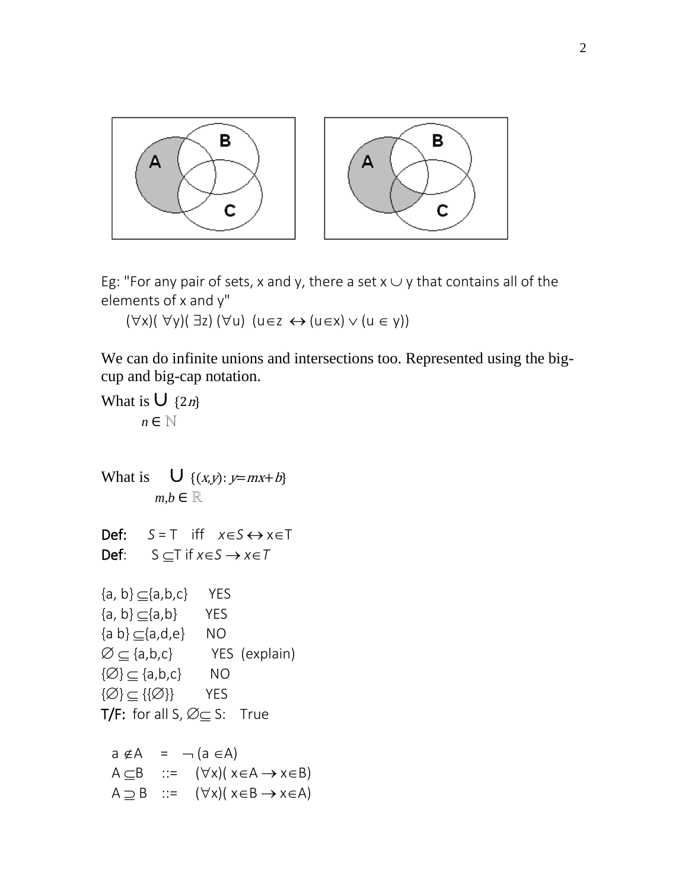Eg: "For any pair of sets, x and y, there a set $x \cup y$ that contains all of the elements of x and y"

$(\forall x)(\forall y)(\exists z)(\forall u)\ (u \in z \leftrightarrow (u \in x) \vee (u \in y))$

We can do infinite unions and intersections too. Represented using the big-cup and big-cap notation.

What is $\bigcup_{n \in \mathbb{N}} \{2n\}$

What is $\bigcup_{m,b \in \mathbb{R}} \{(x,y) : y = mx + b\}$

**Def:** $S = T$ iff $x \in S \leftrightarrow x \in T$

**Def:** $S \subseteq T$ if $x \in S \rightarrow x \in T$

$\{a, b\} \subseteq \{a,b,c\}$ YES

$\{a, b\} \subseteq \{a,b\}$ YES

$\{a\ b\} \subseteq \{a,d,e\}$ NO

$\varnothing \subseteq \{a,b,c\}$ YES (explain)

$\{\varnothing\} \subseteq \{a,b,c\}$ NO

$\{\varnothing\} \subseteq \{\{\varnothing\}\}$ YES

**T/F:** for all S, $\varnothing \subseteq S$: True

$a \notin A \quad = \quad \neg (a \in A)$

$A \subseteq B \quad ::= \quad (\forall x)(x \in A \rightarrow x \in B)$

$A \supseteq B \quad ::= \quad (\forall x)(x \in B \rightarrow x \in A)$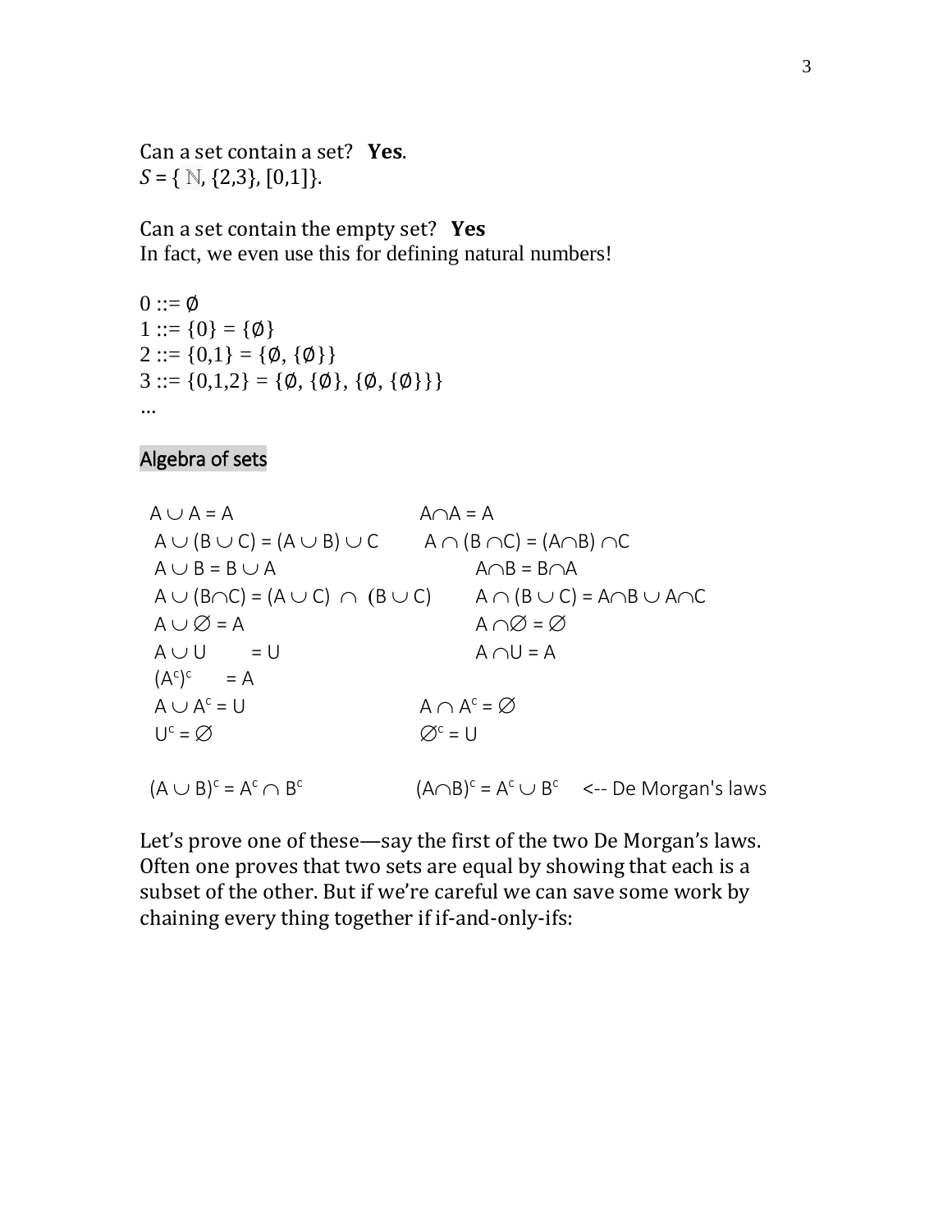Can a set contain a set? **Yes**.
$S = \{ \mathbb{N}, \{2,3\}, [0,1]\}$.

Can a set contain the empty set? **Yes**
In fact, we even use this for defining natural numbers!

$0 ::= \emptyset$
$1 ::= \{0\} = \{\emptyset\}$
$2 ::= \{0,1\} = \{\emptyset, \{\emptyset\}\}$
$3 ::= \{0,1,2\} = \{\emptyset, \{\emptyset\}, \{\emptyset, \{\emptyset\}\}\}$
...

## Algebra of sets

| | |
|---|---|
| $A \cup A = A$ | $A \cap A = A$ |
| $A \cup (B \cup C) = (A \cup B) \cup C$ | $A \cap (B \cap C) = (A \cap B) \cap C$ |
| $A \cup B = B \cup A$ | $A \cap B = B \cap A$ |
| $A \cup (B \cap C) = (A \cup C) \cap (B \cup C)$ | $A \cap (B \cup C) = A \cap B \cup A \cap C$ |
| $A \cup \emptyset = A$ | $A \cap \emptyset = \emptyset$ |
| $A \cup U = U$ | $A \cap U = A$ |
| $(A^c)^c = A$ | |
| $A \cup A^c = U$ | $A \cap A^c = \emptyset$ |
| $U^c = \emptyset$ | $\emptyset^c = U$ |

$(A \cup B)^c = A^c \cap B^c$ $\quad$ $(A \cap B)^c = A^c \cup B^c$ <-- De Morgan's laws

Let's prove one of these—say the first of the two De Morgan's laws. Often one proves that two sets are equal by showing that each is a subset of the other. But if we're careful we can save some work by chaining every thing together if if-and-only-ifs: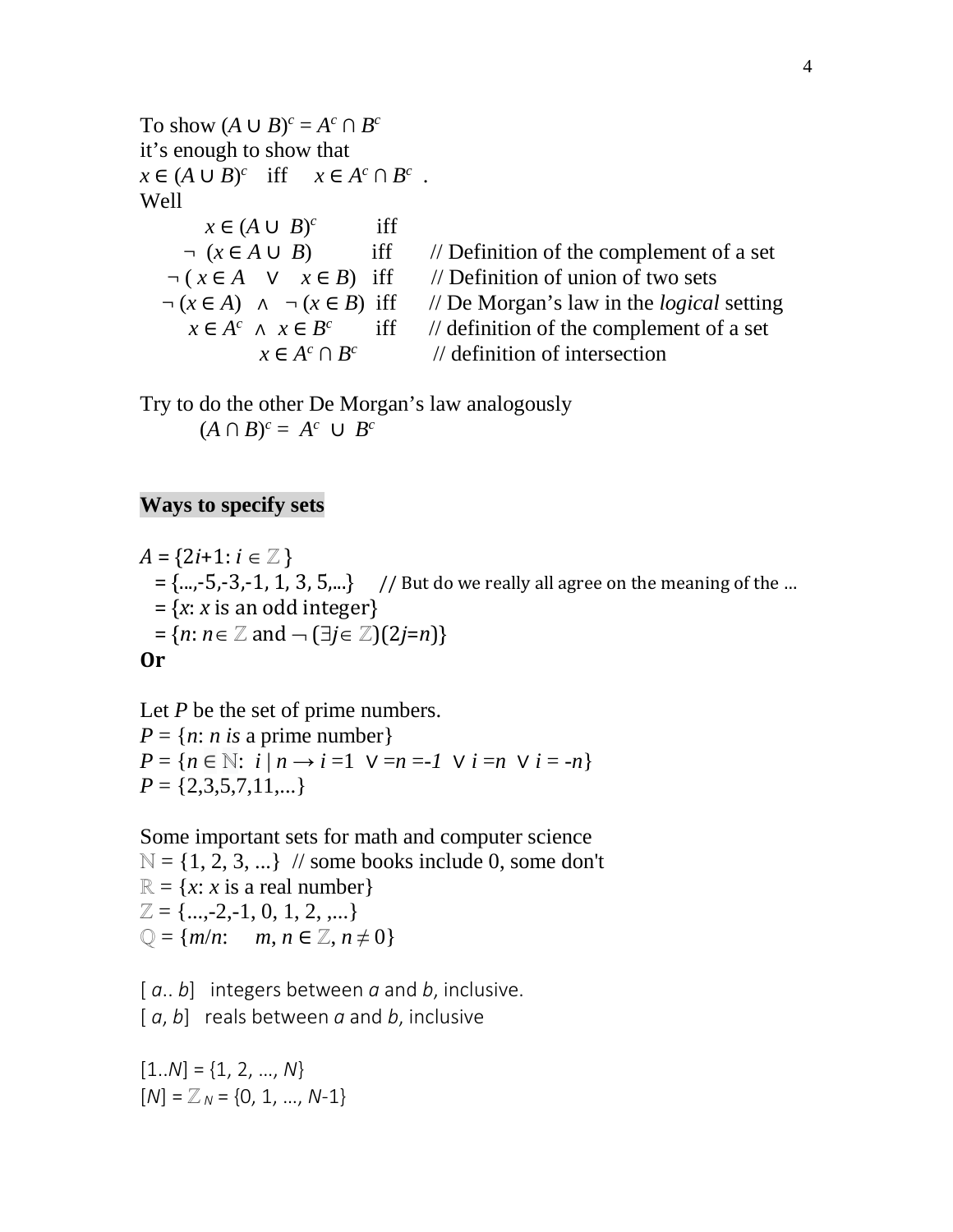To show $(A \cup B)^c = A^c \cap B^c$
it's enough to show that
$x \in (A \cup B)^c$ iff $x \in A^c \cap B^c$ .
Well

$x \in (A \cup B)^c$ iff
$\neg (x \in A \cup B)$ iff // Definition of the complement of a set
$\neg ( x \in A \lor x \in B)$ iff // Definition of union of two sets
$\neg (x \in A) \land \neg (x \in B)$ iff // De Morgan's law in the *logical* setting
$x \in A^c \land x \in B^c$ iff // definition of the complement of a set
$x \in A^c \cap B^c$ // definition of intersection

Try to do the other De Morgan's law analogously
$(A \cap B)^c = A^c \cup B^c$

**Ways to specify sets**

$A = \{2i+1: i \in \mathbb{Z}\}$
$= \{...,-5,-3,-1, 1, 3, 5,...\}$ // But do we really all agree on the meaning of the ...
$= \{x: x$ is an odd integer$\}$
$= \{n: n\in \mathbb{Z}$ and $\neg (\exists j\in \mathbb{Z})(2j=n)\}$

**Or**

Let $P$ be the set of prime numbers.
$P = \{n: n$ *is* a prime number$\}$
$P = \{n \in \mathbb{N}: i \mid n \rightarrow i =1 \lor =n =-1 \lor i =n \lor i = -n\}$
$P = \{2,3,5,7,11,...\}$

Some important sets for math and computer science
$\mathbb{N} = \{1, 2, 3, ...\}$ // some books include 0, some don't
$\mathbb{R} = \{x: x$ is a real number$\}$
$\mathbb{Z} = \{...,-2,-1, 0, 1, 2, ,...\}$
$\mathbb{Q} = \{m/n: m, n \in \mathbb{Z}, n \neq 0\}$

$[a..b]$ integers between $a$ and $b$, inclusive.
$[a, b]$ reals between $a$ and $b$, inclusive

$[1..N] = \{1, 2, ..., N\}$
$[N] = \mathbb{Z}_N = \{0, 1, ..., N-1\}$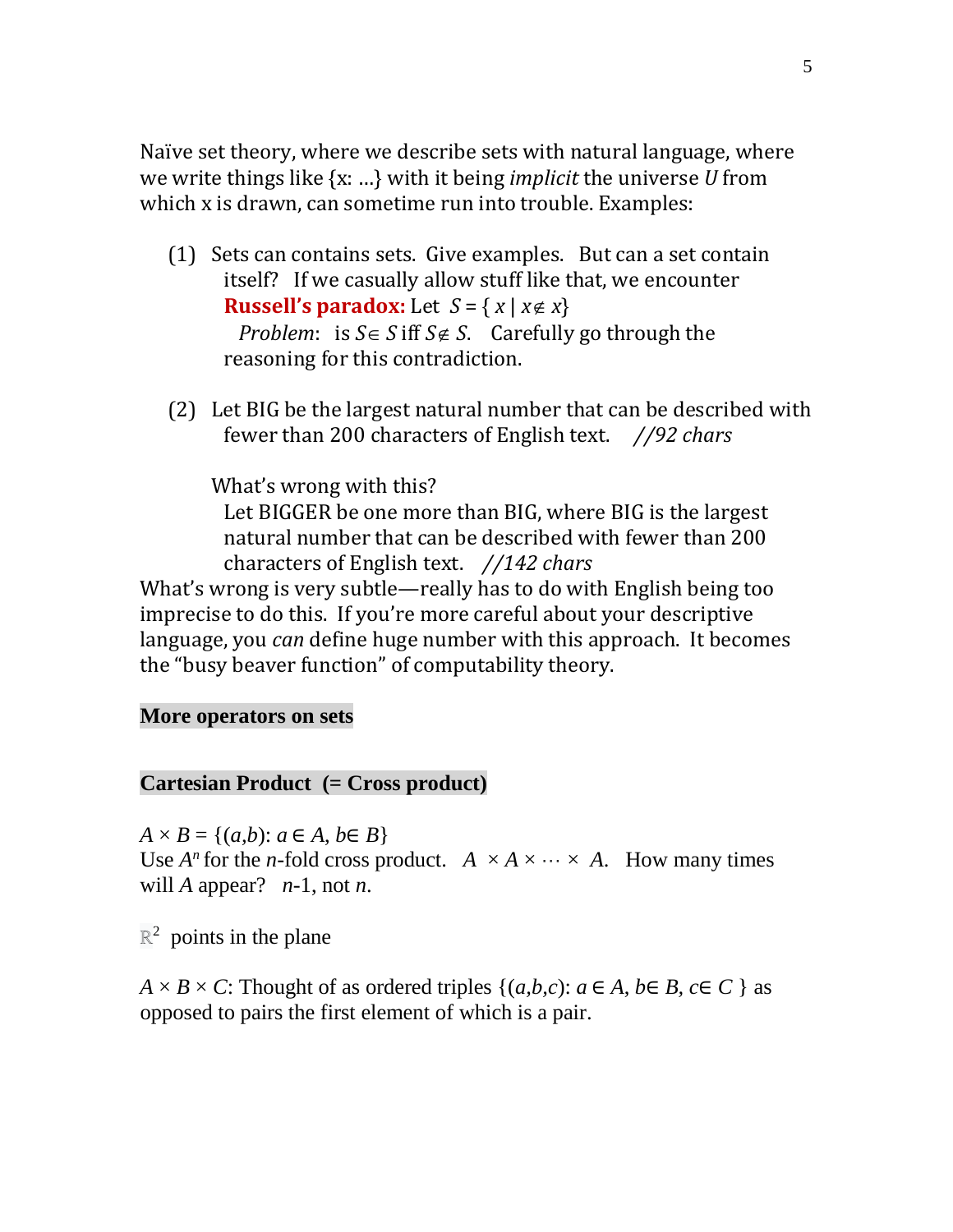Naïve set theory, where we describe sets with natural language, where we write things like {x: …} with it being *implicit* the universe $U$ from which x is drawn, can sometime run into trouble. Examples:

(1) Sets can contains sets. Give examples. But can a set contain itself? If we casually allow stuff like that, we encounter **Russell's paradox:** Let $S = \{ x \mid x \notin x\}$
   *Problem*: is $S \in S$ iff $S \notin S$. Carefully go through the reasoning for this contradiction.

(2) Let BIG be the largest natural number that can be described with fewer than 200 characters of English text. *//92 chars*

   What's wrong with this?
   Let BIGGER be one more than BIG, where BIG is the largest natural number that can be described with fewer than 200 characters of English text. *//142 chars*

What's wrong is very subtle—really has to do with English being too imprecise to do this. If you're more careful about your descriptive language, you *can* define huge number with this approach. It becomes the "busy beaver function" of computability theory.

**More operators on sets**

**Cartesian Product (= Cross product)**

$A \times B = \{(a,b): a \in A, b \in B\}$
Use $A^n$ for the $n$-fold cross product. $A \times A \times \cdots \times A$. How many times will $A$ appear? $n$-1, not $n$.

$\mathbb{R}^2$ points in the plane

$A \times B \times C$: Thought of as ordered triples $\{(a,b,c): a \in A, b \in B, c \in C\}$ as opposed to pairs the first element of which is a pair.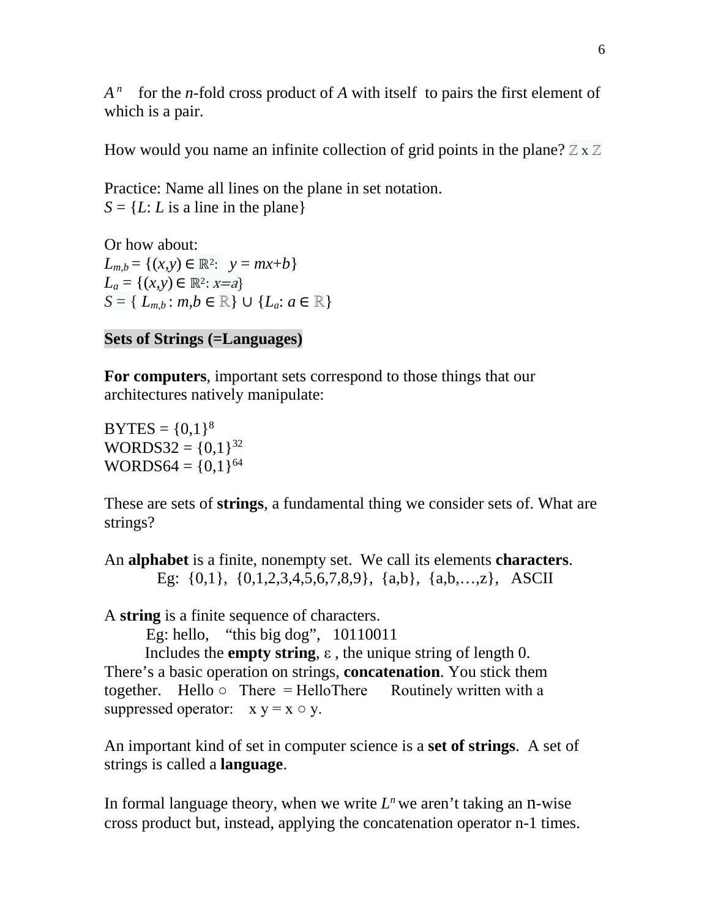$A^n$ for the $n$-fold cross product of $A$ with itself to pairs the first element of which is a pair.

How would you name an infinite collection of grid points in the plane? $\mathbb{Z} \times \mathbb{Z}$

Practice: Name all lines on the plane in set notation.
$S = \{L\text{: } L \text{ is a line in the plane}\}$

Or how about:
$L_{m,b} = \{(x,y) \in \mathbb{R}^2\text{: } y = mx+b\}$
$L_a = \{(x,y) \in \mathbb{R}^2\text{: } x=a\}$
$S = \{ L_{m,b} : m,b \in \mathbb{R}\} \cup \{L_a\text{: } a \in \mathbb{R}\}$

**Sets of Strings (=Languages)**

**For computers**, important sets correspond to those things that our architectures natively manipulate:

BYTES = $\{0,1\}^8$
WORDS32 = $\{0,1\}^{32}$
WORDS64 = $\{0,1\}^{64}$

These are sets of **strings**, a fundamental thing we consider sets of. What are strings?

An **alphabet** is a finite, nonempty set. We call its elements **characters**.
Eg: {0,1}, {0,1,2,3,4,5,6,7,8,9}, {a,b}, {a,b,…,z}, ASCII

A **string** is a finite sequence of characters.
Eg: hello, "this big dog", 10110011
Includes the **empty string**, $\varepsilon$ , the unique string of length 0.
There's a basic operation on strings, **concatenation**. You stick them together. Hello ○ There = HelloThere Routinely written with a suppressed operator: $x\ y = x \circ y$.

An important kind of set in computer science is a **set of strings**. A set of strings is called a **language**.

In formal language theory, when we write $L^n$ we aren't taking an n-wise cross product but, instead, applying the concatenation operator n-1 times.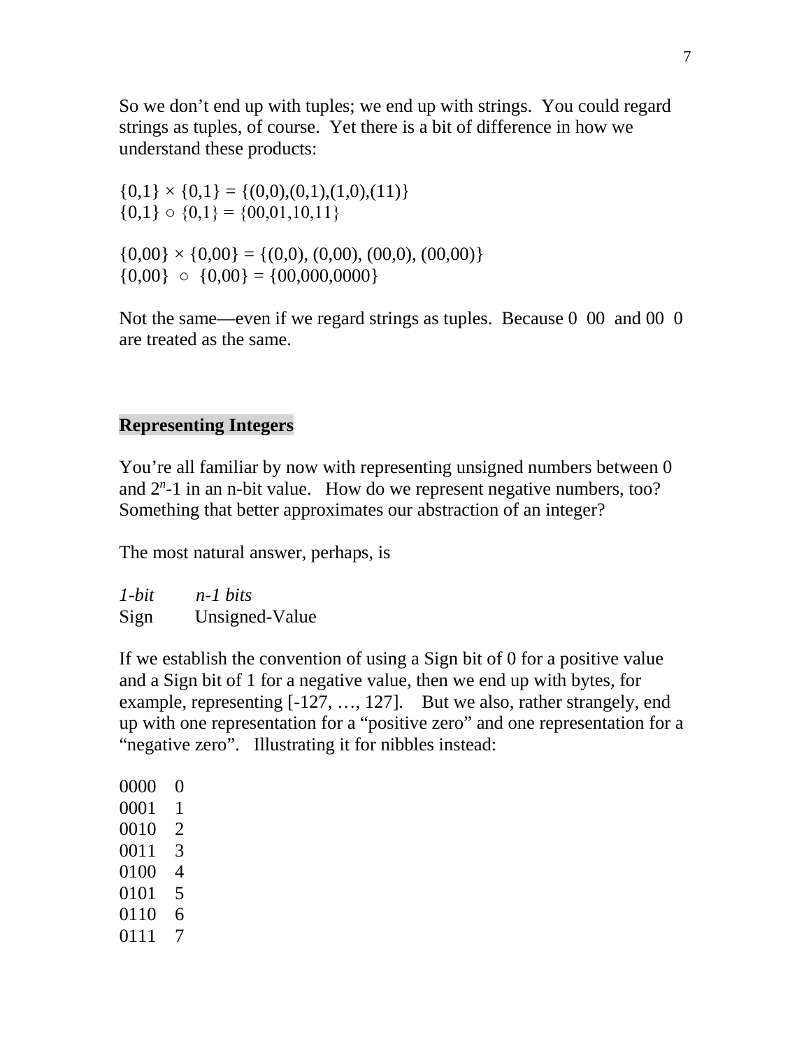So we don't end up with tuples; we end up with strings. You could regard strings as tuples, of course. Yet there is a bit of difference in how we understand these products:

$\{0,1\} \times \{0,1\} = \{(0,0),(0,1),(1,0),(11)\}$
$\{0,1\} \circ \{0,1\} = \{00,01,10,11\}$

$\{0,00\} \times \{0,00\} = \{(0,0), (0,00), (00,0), (00,00)\}$
$\{0,00\} \circ \{0,00\} = \{00,000,0000\}$

Not the same—even if we regard strings as tuples. Because 0 00 and 00 0 are treated as the same.

## Representing Integers

You're all familiar by now with representing unsigned numbers between 0 and $2^n$-1 in an n-bit value. How do we represent negative numbers, too? Something that better approximates our abstraction of an integer?

The most natural answer, perhaps, is

| *1-bit* | *n-1 bits* |
|---|---|
| Sign | Unsigned-Value |

If we establish the convention of using a Sign bit of 0 for a positive value and a Sign bit of 1 for a negative value, then we end up with bytes, for example, representing [-127, …, 127]. But we also, rather strangely, end up with one representation for a "positive zero" and one representation for a "negative zero". Illustrating it for nibbles instead:

| | |
|---|---|
| 0000 | 0 |
| 0001 | 1 |
| 0010 | 2 |
| 0011 | 3 |
| 0100 | 4 |
| 0101 | 5 |
| 0110 | 6 |
| 0111 | 7 |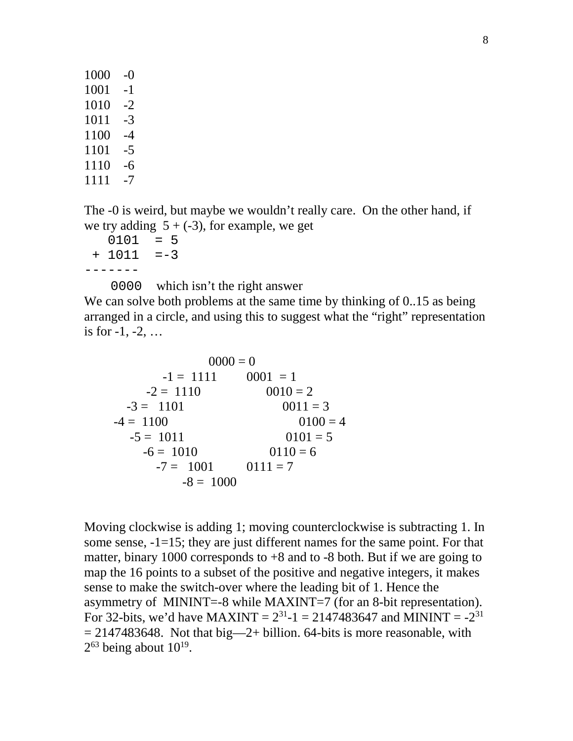```
1000    -0
1001    -1
1010    -2
1011    -3
1100    -4
1101    -5
1110    -6
1111    -7
```

The -0 is weird, but maybe we wouldn't really care. On the other hand, if we try adding 5 + (-3), for example, we get

```
   0101  = 5
 + 1011  =-3
-------
    0000
```

which isn't the right answer

We can solve both problems at the same time by thinking of 0..15 as being arranged in a circle, and using this to suggest what the "right" representation is for -1, -2, …

```
                          0000 = 0
              -1 =  1111        0001  = 1
          -2 =  1110                  0010 = 2
      -3 =   1101                         0011 = 3
   -4 =  1100                                 0100 = 4
      -5 =  1011                          0101 = 5
          -6 =  1010                  0110 = 6
              -7 =   1001         0111 = 7
                    -8 =  1000
```

Moving clockwise is adding 1; moving counterclockwise is subtracting 1. In some sense, -1=15; they are just different names for the same point. For that matter, binary 1000 corresponds to +8 and to -8 both. But if we are going to map the 16 points to a subset of the positive and negative integers, it makes sense to make the switch-over where the leading bit of 1. Hence the asymmetry of MININT=-8 while MAXINT=7 (for an 8-bit representation). For 32-bits, we'd have MAXINT = $2^{31}$-1 = 2147483647 and MININT = $-2^{31}$ = 2147483648. Not that big—2+ billion. 64-bits is more reasonable, with $2^{63}$ being about $10^{19}$.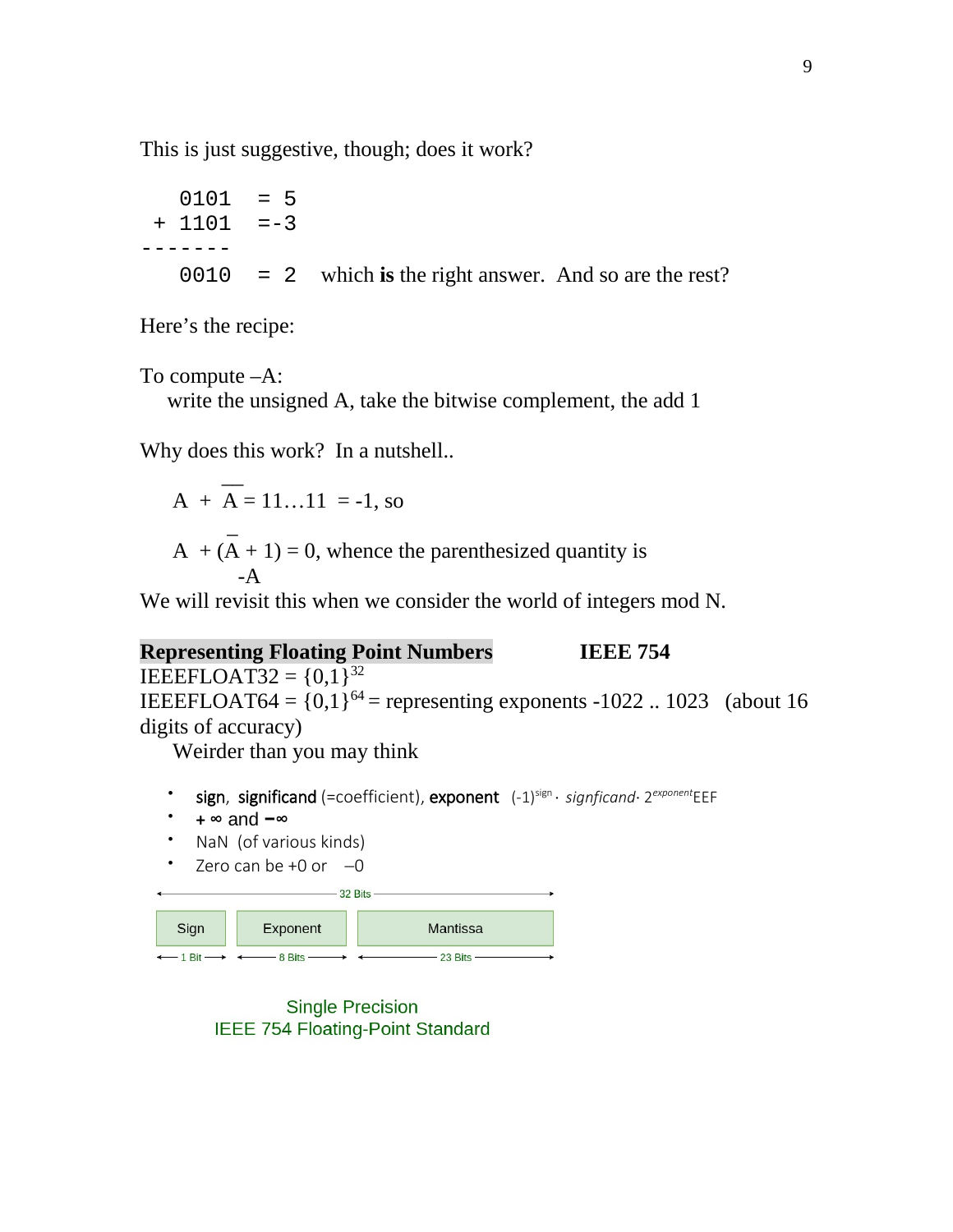This is just suggestive, though; does it work?

```
   0101  = 5
 + 1101  =-3
-------
   0010  = 2
```

which **is** the right answer. And so are the rest?

Here's the recipe:

To compute –A:
  write the unsigned A, take the bitwise complement, the add 1

Why does this work? In a nutshell..

$A + \overline{A} = 11\ldots11 = -1$, so

$A + (\overline{A} + 1) = 0$, whence the parenthesized quantity is -A

We will revisit this when we consider the world of integers mod N.

**Representing Floating Point Numbers** **IEEE 754**

IEEEFLOAT32 = $\{0,1\}^{32}$

IEEEFLOAT64 = $\{0,1\}^{64}$ = representing exponents -1022 .. 1023 (about 16 digits of accuracy)

Weirder than you may think

- **sign**, **significand** (=coefficient), **exponent** $(-1)^{sign} \cdot$ *signficand* $\cdot\ 2^{exponent}$EEF
- **+ ∞** and **−∞**
- NaN (of various kinds)
- Zero can be +0 or –0

| Sign | Exponent | Mantissa |
|---|---|---|
| 1 Bit | 8 Bits | 23 Bits |

32 Bits

Single Precision
IEEE 754 Floating-Point Standard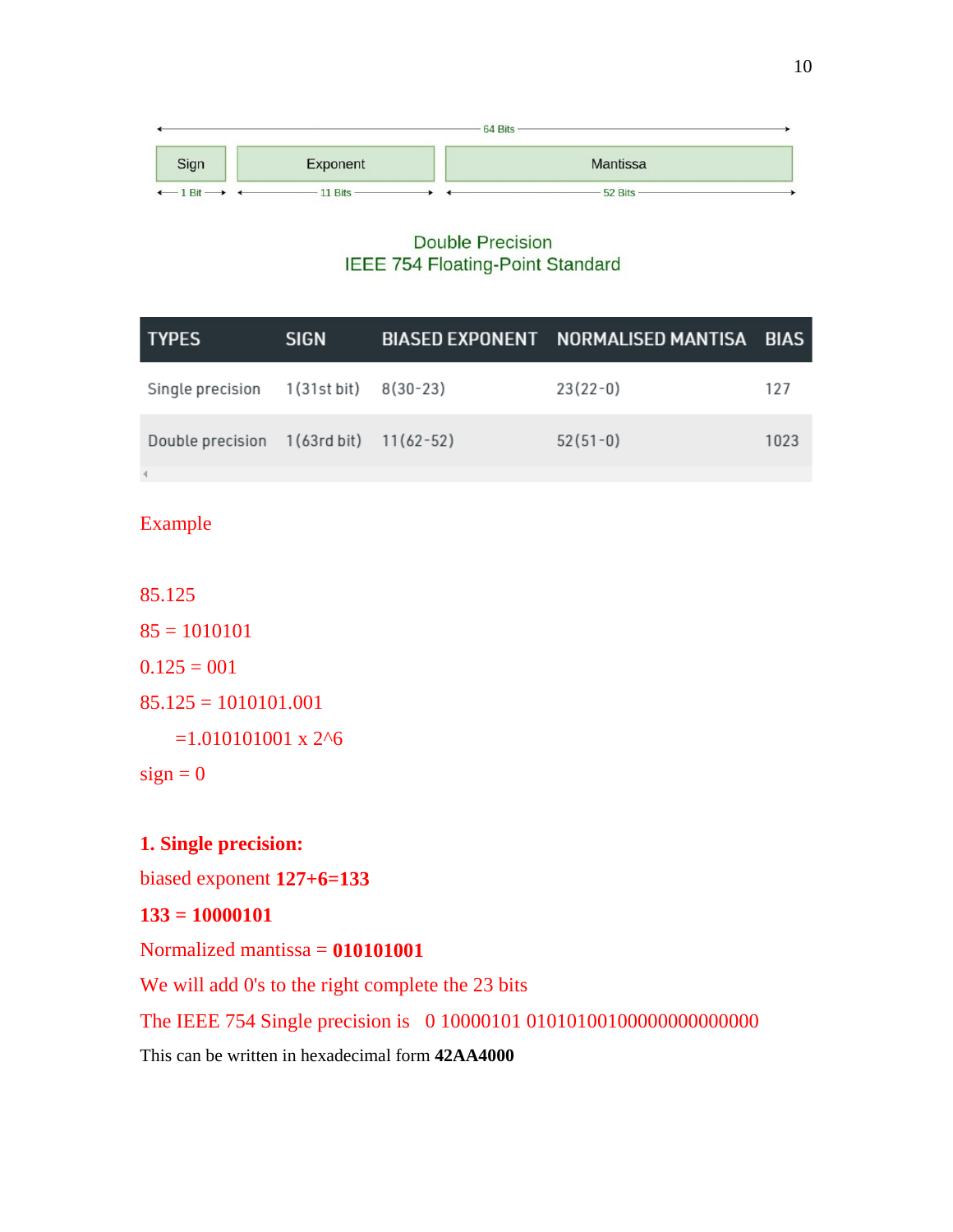64 Bits

| Sign | Exponent | Mantissa |
|---|---|---|
| 1 Bit | 11 Bits | 52 Bits |

Double Precision
IEEE 754 Floating-Point Standard

| TYPES | SIGN | BIASED EXPONENT | NORMALISED MANTISA | BIAS |
|---|---|---|---|---|
| Single precision | 1(31st bit) | 8(30-23) | 23(22-0) | 127 |
| Double precision | 1(63rd bit) | 11(62-52) | 52(51-0) | 1023 |

Example

85.125

85 = 1010101

0.125 = 001

85.125 = 1010101.001

=1.010101001 x 2^6

sign = 0

**1. Single precision:**

biased exponent **127+6=133**

**133 = 10000101**

Normalized mantissa = **010101001**

We will add 0's to the right complete the 23 bits

The IEEE 754 Single precision is 0 10000101 01010100100000000000000

This can be written in hexadecimal form **42AA4000**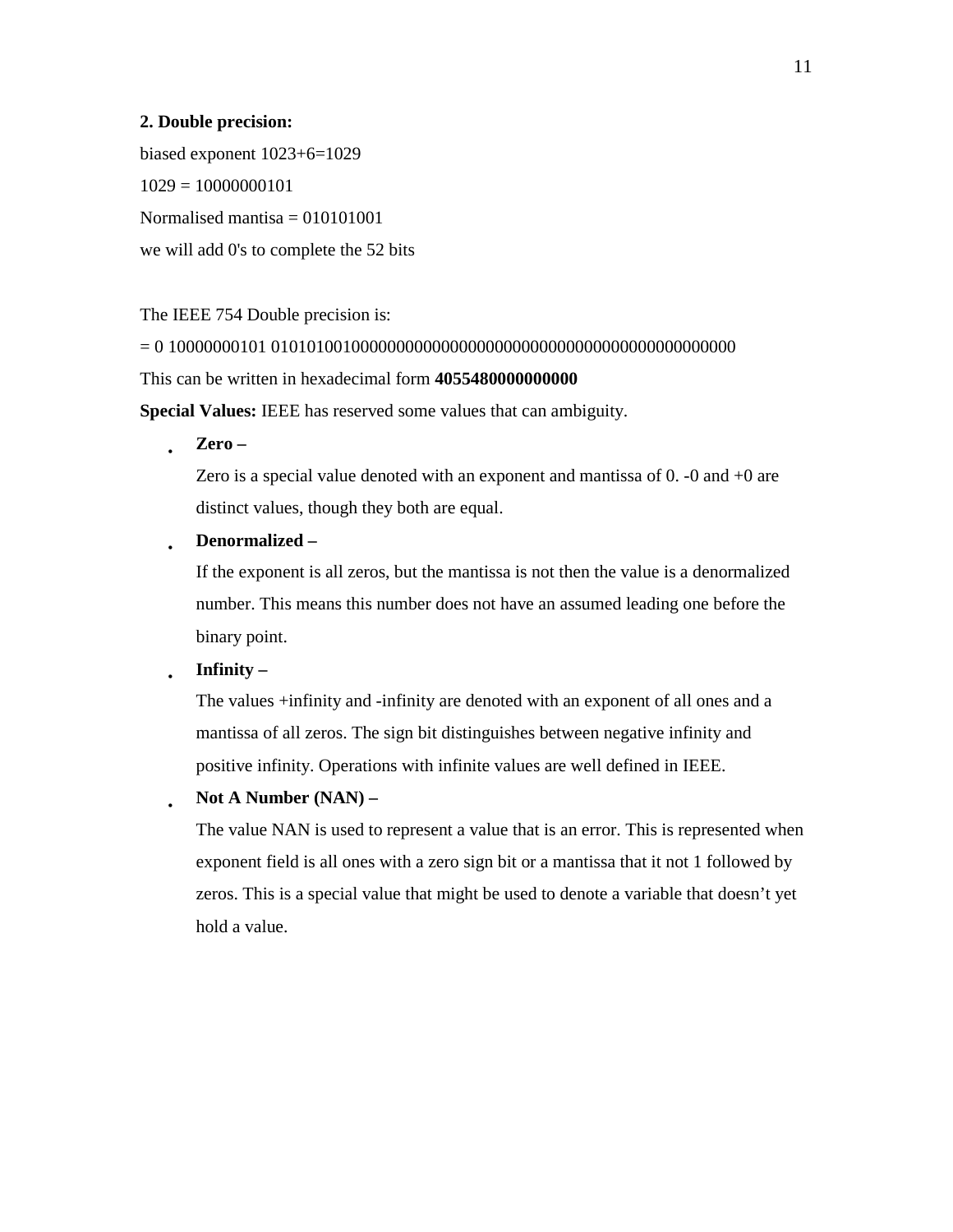**2. Double precision:**

biased exponent 1023+6=1029

1029 = 10000000101

Normalised mantisa = 010101001

we will add 0's to complete the 52 bits

The IEEE 754 Double precision is:

= 0 10000000101 0101010010000000000000000000000000000000000000000000

This can be written in hexadecimal form **4055480000000000**

**Special Values:** IEEE has reserved some values that can ambiguity.

- **Zero –**

  Zero is a special value denoted with an exponent and mantissa of 0. -0 and +0 are distinct values, though they both are equal.

- **Denormalized –**

  If the exponent is all zeros, but the mantissa is not then the value is a denormalized number. This means this number does not have an assumed leading one before the binary point.

- **Infinity –**

  The values +infinity and -infinity are denoted with an exponent of all ones and a mantissa of all zeros. The sign bit distinguishes between negative infinity and positive infinity. Operations with infinite values are well defined in IEEE.

- **Not A Number (NAN) –**

  The value NAN is used to represent a value that is an error. This is represented when exponent field is all ones with a zero sign bit or a mantissa that it not 1 followed by zeros. This is a special value that might be used to denote a variable that doesn't yet hold a value.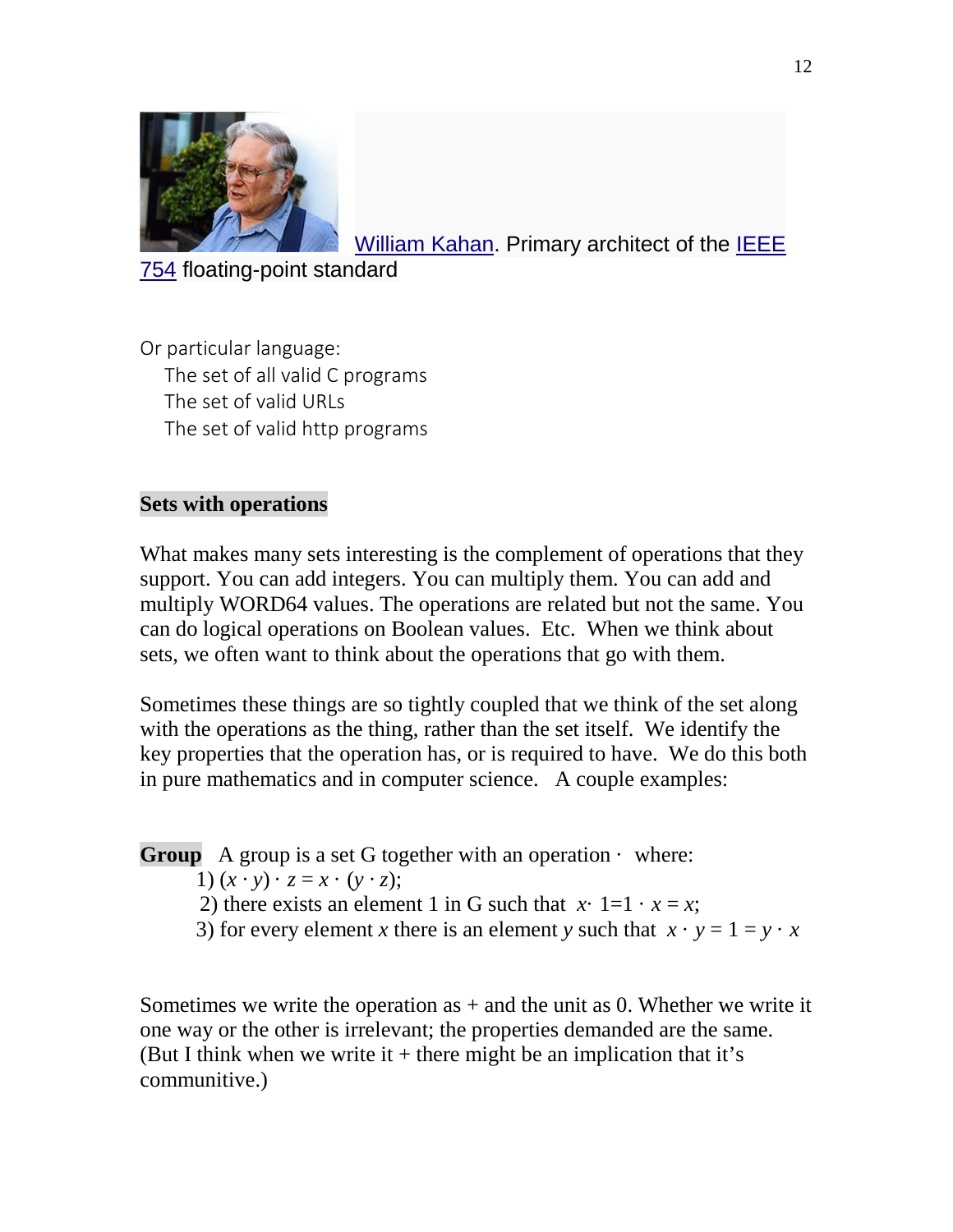William Kahan. Primary architect of the IEEE 754 floating-point standard

Or particular language:
  The set of all valid C programs
  The set of valid URLs
  The set of valid http programs

**Sets with operations**

What makes many sets interesting is the complement of operations that they support. You can add integers. You can multiply them. You can add and multiply WORD64 values. The operations are related but not the same. You can do logical operations on Boolean values. Etc. When we think about sets, we often want to think about the operations that go with them.

Sometimes these things are so tightly coupled that we think of the set along with the operations as the thing, rather than the set itself. We identify the key properties that the operation has, or is required to have. We do this both in pure mathematics and in computer science. A couple examples:

**Group** A group is a set G together with an operation $\cdot$ where:

1) $(x \cdot y) \cdot z = x \cdot (y \cdot z)$;
2) there exists an element 1 in G such that $x \cdot 1 = 1 \cdot x = x$;
3) for every element $x$ there is an element $y$ such that $x \cdot y = 1 = y \cdot x$

Sometimes we write the operation as + and the unit as 0. Whether we write it one way or the other is irrelevant; the properties demanded are the same. (But I think when we write it + there might be an implication that it's communitive.)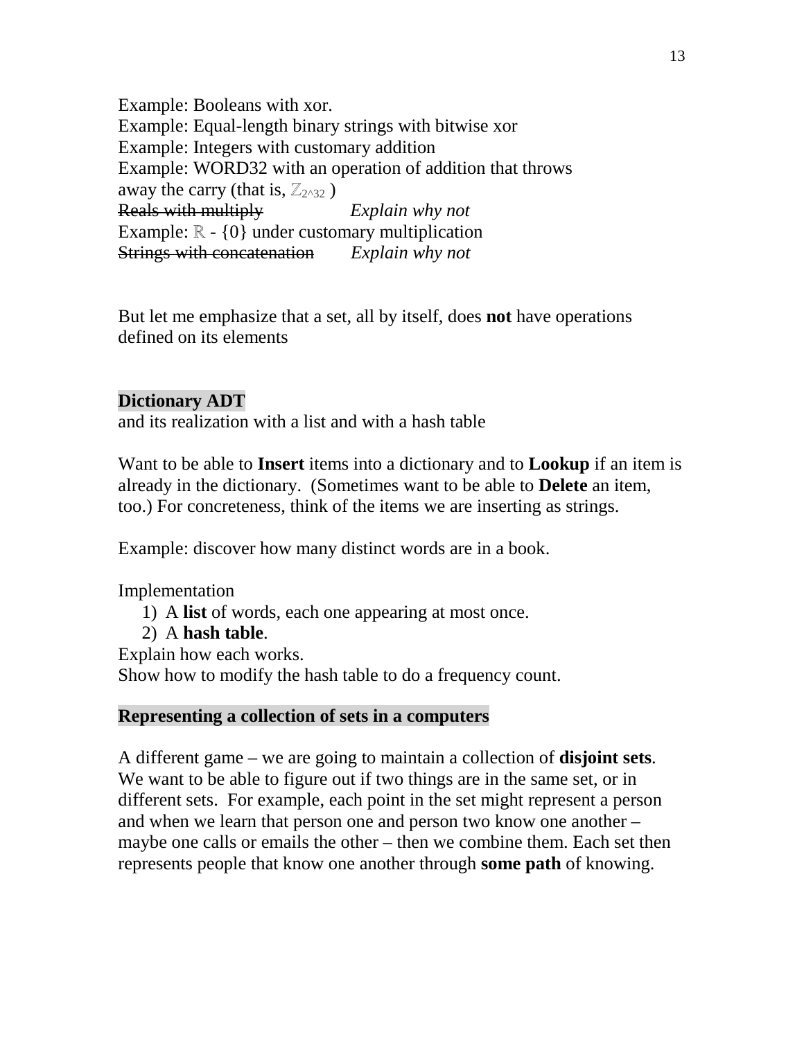Example: Booleans with xor.
Example: Equal-length binary strings with bitwise xor
Example: Integers with customary addition
Example: WORD32 with an operation of addition that throws away the carry (that is, $\mathbb{Z}_{2^{32}}$ )
~~Reals with multiply~~ *Explain why not*
Example: $\mathbb{R}$ - {0} under customary multiplication
~~Strings with concatenation~~ *Explain why not*

But let me emphasize that a set, all by itself, does **not** have operations defined on its elements

**Dictionary ADT**
and its realization with a list and with a hash table

Want to be able to **Insert** items into a dictionary and to **Lookup** if an item is already in the dictionary. (Sometimes want to be able to **Delete** an item, too.) For concreteness, think of the items we are inserting as strings.

Example: discover how many distinct words are in a book.

Implementation

1) A **list** of words, each one appearing at most once.
2) A **hash table**.

Explain how each works.
Show how to modify the hash table to do a frequency count.

**Representing a collection of sets in a computers**

A different game – we are going to maintain a collection of **disjoint sets**. We want to be able to figure out if two things are in the same set, or in different sets. For example, each point in the set might represent a person and when we learn that person one and person two know one another – maybe one calls or emails the other – then we combine them. Each set then represents people that know one another through **some path** of knowing.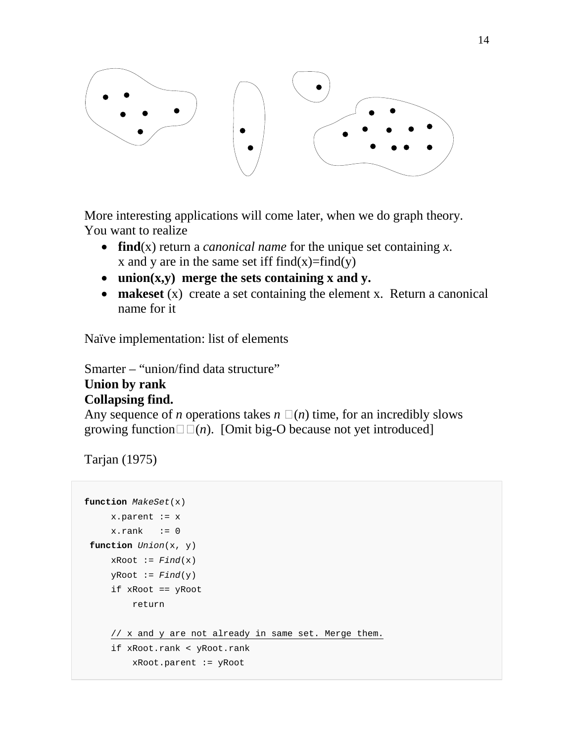More interesting applications will come later, when we do graph theory.
You want to realize

- **find**(x) return a *canonical name* for the unique set containing *x*.
  x and y are in the same set iff find(x)=find(y)
- **union(x,y) merge the sets containing x and y.**
- **makeset** (x) create a set containing the element x. Return a canonical name for it

Naïve implementation: list of elements

Smarter – "union/find data structure"
**Union by rank**
**Collapsing find.**
Any sequence of *n* operations takes $n\,\alpha(n)$ time, for an incredibly slows growing function $\alpha(n)$. [Omit big-O because not yet introduced]

Tarjan (1975)

```
function MakeSet(x)
     x.parent := x
     x.rank   := 0
 function Union(x, y)
     xRoot := Find(x)
     yRoot := Find(y)
     if xRoot == yRoot
         return

     // x and y are not already in same set. Merge them.
     if xRoot.rank < yRoot.rank
         xRoot.parent := yRoot
```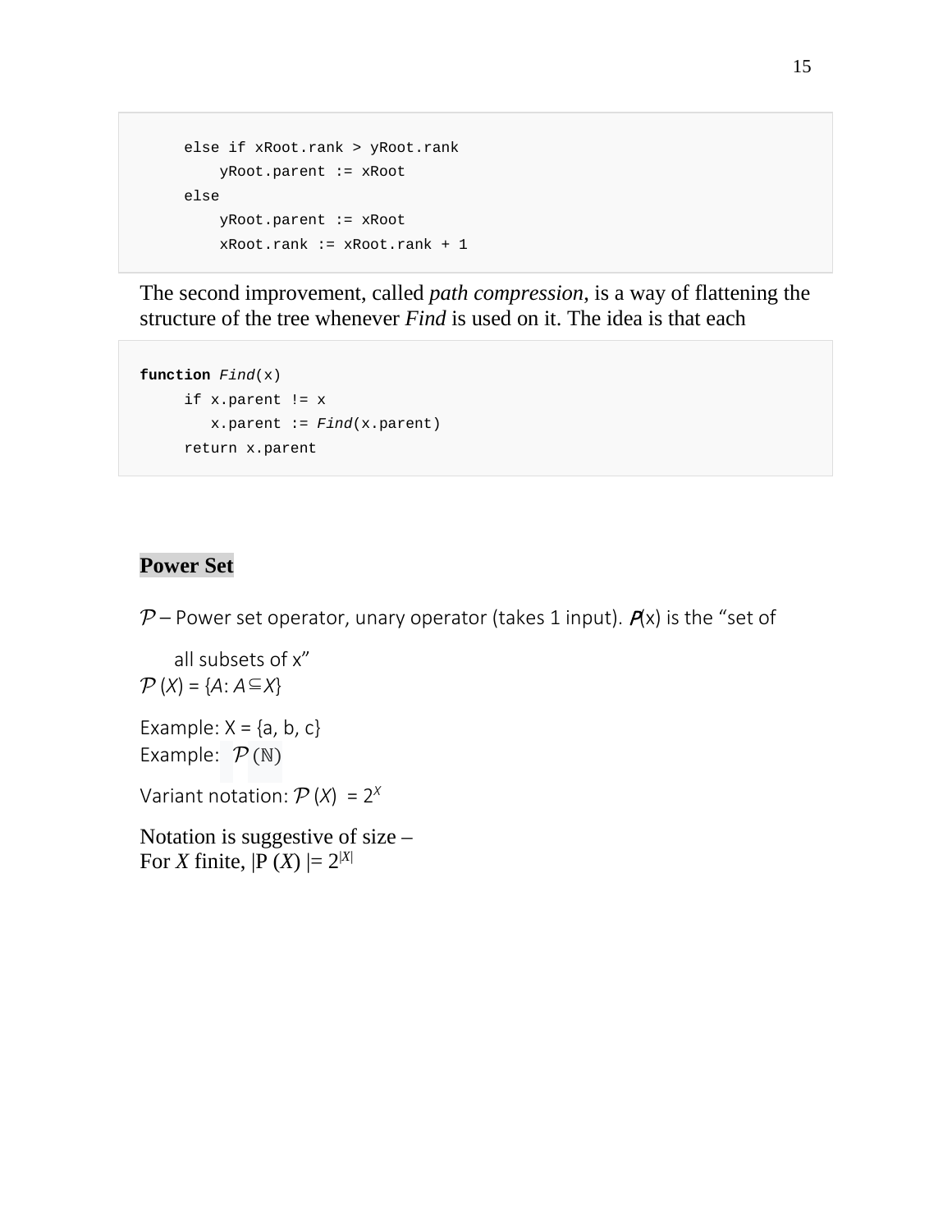```
    else if xRoot.rank > yRoot.rank
        yRoot.parent := xRoot
    else
        yRoot.parent := xRoot
        xRoot.rank := xRoot.rank + 1
```

The second improvement, called *path compression*, is a way of flattening the structure of the tree whenever *Find* is used on it. The idea is that each

```
function Find(x)
    if x.parent != x
       x.parent := Find(x.parent)
    return x.parent
```

## Power Set

$\mathcal{P}$ – Power set operator, unary operator (takes 1 input). $\mathcal{P}$(x) is the "set of all subsets of x"

$\mathcal{P}(X) = \{A: A \subseteq X\}$

Example: X = {a, b, c}

Example: $\mathcal{P}(\mathbb{N})$

Variant notation: $\mathcal{P}(X) = 2^X$

Notation is suggestive of size –

For *X* finite, $|P(X)| = 2^{|X|}$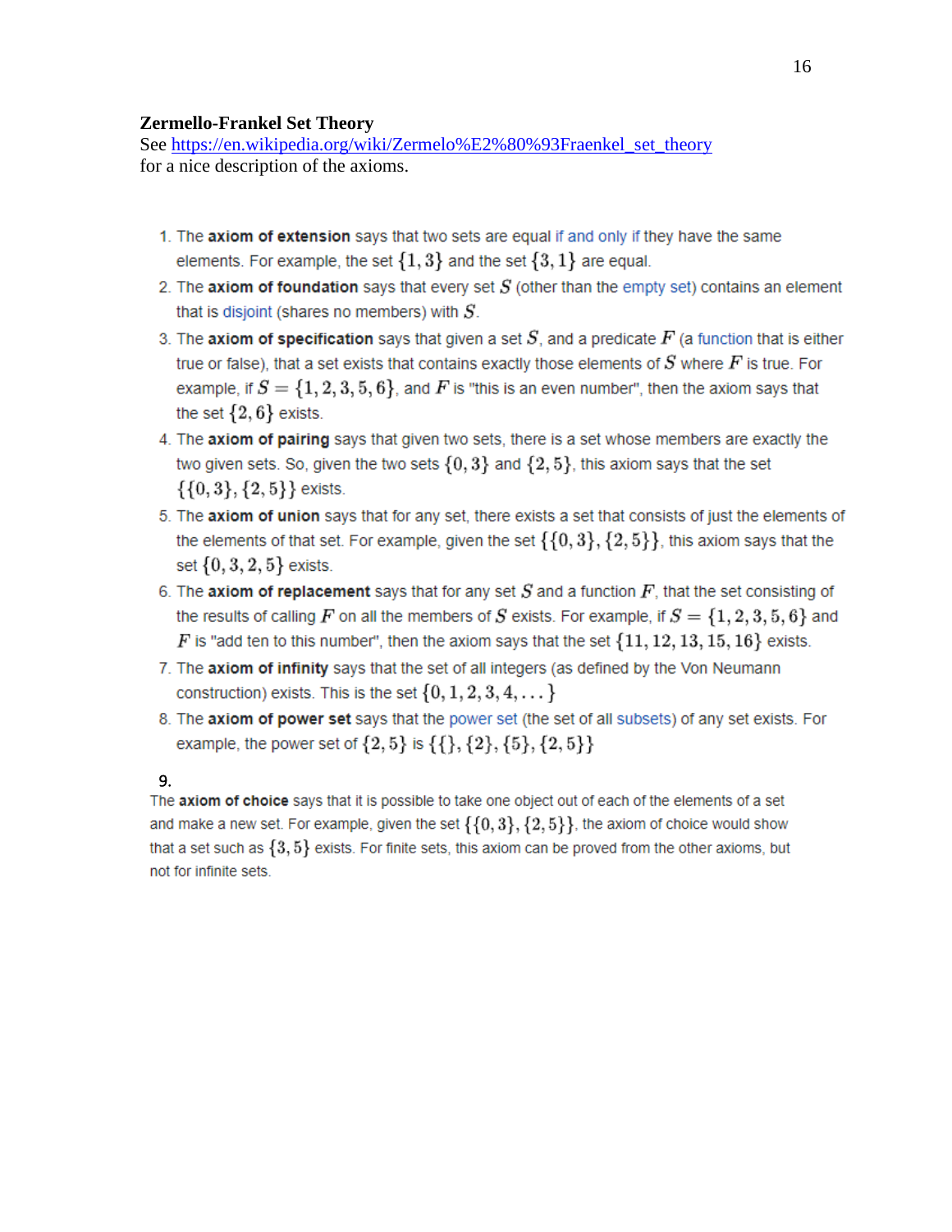**Zermello-Frankel Set Theory**

See https://en.wikipedia.org/wiki/Zermelo%E2%80%93Fraenkel_set_theory for a nice description of the axioms.

1. The **axiom of extension** says that two sets are equal if and only if they have the same elements. For example, the set $\{1, 3\}$ and the set $\{3, 1\}$ are equal.
2. The **axiom of foundation** says that every set $S$ (other than the empty set) contains an element that is disjoint (shares no members) with $S$.
3. The **axiom of specification** says that given a set $S$, and a predicate $F$ (a function that is either true or false), that a set exists that contains exactly those elements of $S$ where $F$ is true. For example, if $S = \{1, 2, 3, 5, 6\}$, and $F$ is "this is an even number", then the axiom says that the set $\{2, 6\}$ exists.
4. The **axiom of pairing** says that given two sets, there is a set whose members are exactly the two given sets. So, given the two sets $\{0, 3\}$ and $\{2, 5\}$, this axiom says that the set $\{\{0, 3\}, \{2, 5\}\}$ exists.
5. The **axiom of union** says that for any set, there exists a set that consists of just the elements of the elements of that set. For example, given the set $\{\{0, 3\}, \{2, 5\}\}$, this axiom says that the set $\{0, 3, 2, 5\}$ exists.
6. The **axiom of replacement** says that for any set $S$ and a function $F$, that the set consisting of the results of calling $F$ on all the members of $S$ exists. For example, if $S = \{1, 2, 3, 5, 6\}$ and $F$ is "add ten to this number", then the axiom says that the set $\{11, 12, 13, 15, 16\}$ exists.
7. The **axiom of infinity** says that the set of all integers (as defined by the Von Neumann construction) exists. This is the set $\{0, 1, 2, 3, 4, \dots\}$
8. The **axiom of power set** says that the power set (the set of all subsets) of any set exists. For example, the power set of $\{2, 5\}$ is $\{\{\}, \{2\}, \{5\}, \{2, 5\}\}$
9. The **axiom of choice** says that it is possible to take one object out of each of the elements of a set and make a new set. For example, given the set $\{\{0, 3\}, \{2, 5\}\}$, the axiom of choice would show that a set such as $\{3, 5\}$ exists. For finite sets, this axiom can be proved from the other axioms, but not for infinite sets.